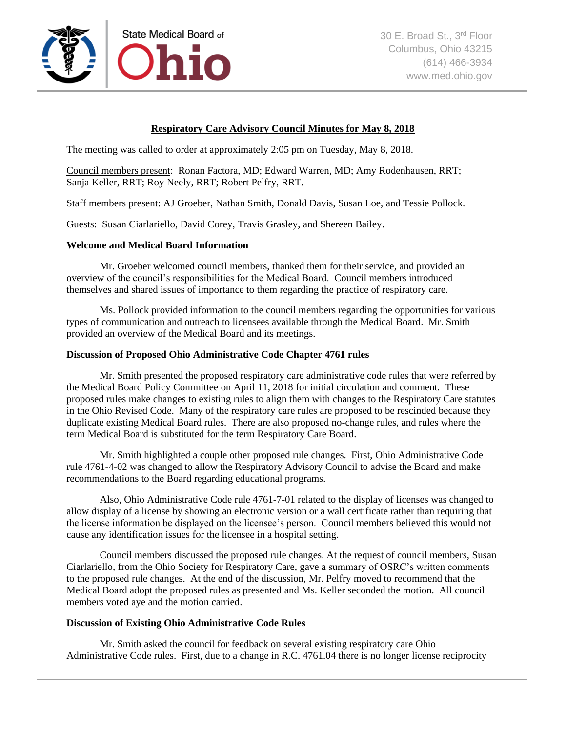State Medical Board of Ohio

30 E. Broad St., 3rd Floor
Columbus, Ohio 43215
(614) 466-3934
www.med.ohio.gov

## Respiratory Care Advisory Council Minutes for May 8, 2018

The meeting was called to order at approximately 2:05 pm on Tuesday, May 8, 2018.

Council members present: Ronan Factora, MD; Edward Warren, MD; Amy Rodenhausen, RRT; Sanja Keller, RRT; Roy Neely, RRT; Robert Pelfry, RRT.

Staff members present: AJ Groeber, Nathan Smith, Donald Davis, Susan Loe, and Tessie Pollock.

Guests: Susan Ciarlariello, David Corey, Travis Grasley, and Shereen Bailey.

**Welcome and Medical Board Information**

Mr. Groeber welcomed council members, thanked them for their service, and provided an overview of the council's responsibilities for the Medical Board. Council members introduced themselves and shared issues of importance to them regarding the practice of respiratory care.

Ms. Pollock provided information to the council members regarding the opportunities for various types of communication and outreach to licensees available through the Medical Board. Mr. Smith provided an overview of the Medical Board and its meetings.

**Discussion of Proposed Ohio Administrative Code Chapter 4761 rules**

Mr. Smith presented the proposed respiratory care administrative code rules that were referred by the Medical Board Policy Committee on April 11, 2018 for initial circulation and comment. These proposed rules make changes to existing rules to align them with changes to the Respiratory Care statutes in the Ohio Revised Code. Many of the respiratory care rules are proposed to be rescinded because they duplicate existing Medical Board rules. There are also proposed no-change rules, and rules where the term Medical Board is substituted for the term Respiratory Care Board.

Mr. Smith highlighted a couple other proposed rule changes. First, Ohio Administrative Code rule 4761-4-02 was changed to allow the Respiratory Advisory Council to advise the Board and make recommendations to the Board regarding educational programs.

Also, Ohio Administrative Code rule 4761-7-01 related to the display of licenses was changed to allow display of a license by showing an electronic version or a wall certificate rather than requiring that the license information be displayed on the licensee's person. Council members believed this would not cause any identification issues for the licensee in a hospital setting.

Council members discussed the proposed rule changes. At the request of council members, Susan Ciarlariello, from the Ohio Society for Respiratory Care, gave a summary of OSRC's written comments to the proposed rule changes. At the end of the discussion, Mr. Pelfry moved to recommend that the Medical Board adopt the proposed rules as presented and Ms. Keller seconded the motion. All council members voted aye and the motion carried.

**Discussion of Existing Ohio Administrative Code Rules**

Mr. Smith asked the council for feedback on several existing respiratory care Ohio Administrative Code rules. First, due to a change in R.C. 4761.04 there is no longer license reciprocity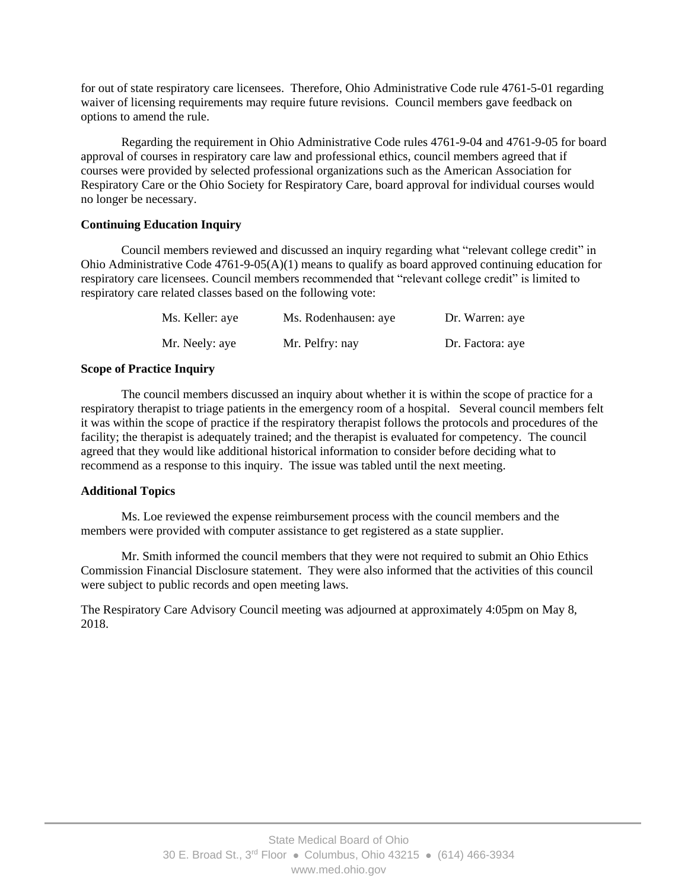for out of state respiratory care licensees. Therefore, Ohio Administrative Code rule 4761-5-01 regarding waiver of licensing requirements may require future revisions. Council members gave feedback on options to amend the rule.

Regarding the requirement in Ohio Administrative Code rules 4761-9-04 and 4761-9-05 for board approval of courses in respiratory care law and professional ethics, council members agreed that if courses were provided by selected professional organizations such as the American Association for Respiratory Care or the Ohio Society for Respiratory Care, board approval for individual courses would no longer be necessary.

**Continuing Education Inquiry**

Council members reviewed and discussed an inquiry regarding what "relevant college credit" in Ohio Administrative Code 4761-9-05(A)(1) means to qualify as board approved continuing education for respiratory care licensees. Council members recommended that "relevant college credit" is limited to respiratory care related classes based on the following vote:

| | | |
|---|---|---|
| Ms. Keller: aye | Ms. Rodenhausen: aye | Dr. Warren: aye |
| Mr. Neely: aye | Mr. Pelfry: nay | Dr. Factora: aye |

**Scope of Practice Inquiry**

The council members discussed an inquiry about whether it is within the scope of practice for a respiratory therapist to triage patients in the emergency room of a hospital. Several council members felt it was within the scope of practice if the respiratory therapist follows the protocols and procedures of the facility; the therapist is adequately trained; and the therapist is evaluated for competency. The council agreed that they would like additional historical information to consider before deciding what to recommend as a response to this inquiry. The issue was tabled until the next meeting.

**Additional Topics**

Ms. Loe reviewed the expense reimbursement process with the council members and the members were provided with computer assistance to get registered as a state supplier.

Mr. Smith informed the council members that they were not required to submit an Ohio Ethics Commission Financial Disclosure statement. They were also informed that the activities of this council were subject to public records and open meeting laws.

The Respiratory Care Advisory Council meeting was adjourned at approximately 4:05pm on May 8, 2018.